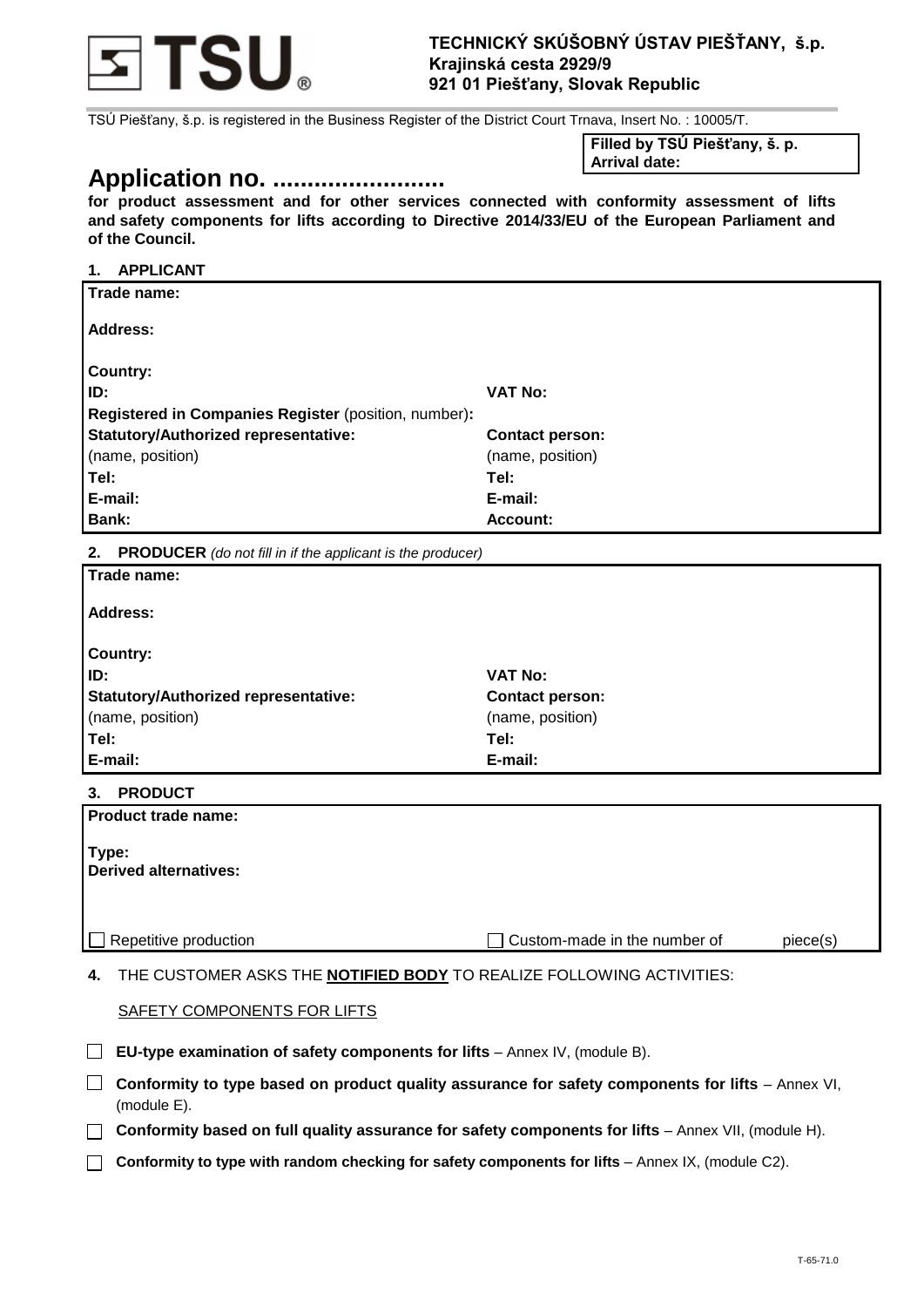**TECHNICKÝ SKÚŠOBNÝ ÚSTAV PIEŠŤANY, š.p.**
**Krajinská cesta 2929/9**
**921 01 Piešťany, Slovak Republic**

TSÚ Piešťany, š.p. is registered in the Business Register of the District Court Trnava, Insert No. : 10005/T.

| **Filled by TSÚ Piešťany, š. p.** |
|---|
| **Arrival date:** |

# Application no. .........................

**for product assessment and for other services connected with conformity assessment of lifts and safety components for lifts according to Directive 2014/33/EU of the European Parliament and of the Council.**

## 1. APPLICANT

| | |
|---|---|
| **Trade name:** | |
| **Address:** | |
| **Country:** | |
| **ID:** | **VAT No:** |
| **Registered in Companies Register** (position, number)**:** | |
| **Statutory/Authorized representative:** (name, position) | **Contact person:** (name, position) |
| **Tel:** | **Tel:** |
| **E-mail:** | **E-mail:** |
| **Bank:** | **Account:** |

## 2. PRODUCER *(do not fill in if the applicant is the producer)*

| | |
|---|---|
| **Trade name:** | |
| **Address:** | |
| **Country:** | |
| **ID:** | **VAT No:** |
| **Statutory/Authorized representative:** (name, position) | **Contact person:** (name, position) |
| **Tel:** | **Tel:** |
| **E-mail:** | **E-mail:** |

## 3. PRODUCT

| | |
|---|---|
| **Product trade name:** | |
| **Type:** | |
| **Derived alternatives:** | |
| ☐ Repetitive production | ☐ Custom-made in the number of piece(s) |

## 4. THE CUSTOMER ASKS THE **NOTIFIED BODY** TO REALIZE FOLLOWING ACTIVITIES:

SAFETY COMPONENTS FOR LIFTS

- ☐ **EU-type examination of safety components for lifts** – Annex IV, (module B).
- ☐ **Conformity to type based on product quality assurance for safety components for lifts** – Annex VI, (module E).
- ☐ **Conformity based on full quality assurance for safety components for lifts** – Annex VII, (module H).
- ☐ **Conformity to type with random checking for safety components for lifts** – Annex IX, (module C2).

T-65-71.0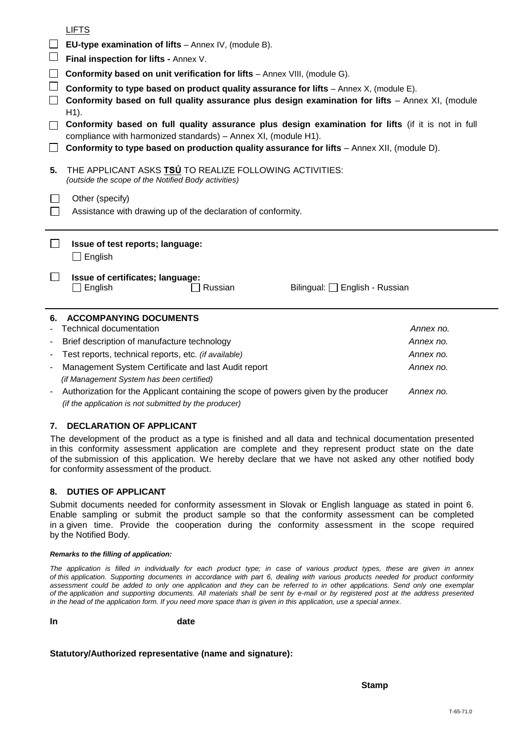LIFTS

- ☐ **EU-type examination of lifts** – Annex IV, (module B).
- ☐ **Final inspection for lifts -** Annex V.
- ☐ **Conformity based on unit verification for lifts** – Annex VIII, (module G).
- ☐ **Conformity to type based on product quality assurance for lifts** – Annex X, (module E).
- ☐ **Conformity based on full quality assurance plus design examination for lifts** – Annex XI, (module H1).
- ☐ **Conformity based on full quality assurance plus design examination for lifts** (if it is not in full compliance with harmonized standards) – Annex XI, (module H1).
- ☐ **Conformity to type based on production quality assurance for lifts** – Annex XII, (module D).

**5.** THE APPLICANT ASKS **TSÚ** TO REALIZE FOLLOWING ACTIVITIES:
*(outside the scope of the Notified Body activities)*

- ☐ Other (specify)
- ☐ Assistance with drawing up of the declaration of conformity.

---

☐ **Issue of test reports; language:**
☐ English

☐ **Issue of certificates; language:**
☐ English ☐ Russian Bilingual: ☐ English - Russian

---

### 6. ACCOMPANYING DOCUMENTS

| | |
|---|---|
| - Technical documentation | *Annex no.* |
| - Brief description of manufacture technology | *Annex no.* |
| - Test reports, technical reports, etc. *(if available)* | *Annex no.* |
| - Management System Certificate and last Audit report *(if Management System has been certified)* | *Annex no.* |
| - Authorization for the Applicant containing the scope of powers given by the producer *(if the application is not submitted by the producer)* | *Annex no.* |

### 7. DECLARATION OF APPLICANT

The development of the product as a type is finished and all data and technical documentation presented in this conformity assessment application are complete and they represent product state on the date of the submission of this application. We hereby declare that we have not asked any other notified body for conformity assessment of the product.

### 8. DUTIES OF APPLICANT

Submit documents needed for conformity assessment in Slovak or English language as stated in point 6. Enable sampling or submit the product sample so that the conformity assessment can be completed in a given time. Provide the cooperation during the conformity assessment in the scope required by the Notified Body.

***Remarks to the filling of application:***

*The application is filled in individually for each product type; in case of various product types, these are given in annex of this application. Supporting documents in accordance with part 6, dealing with various products needed for product conformity assessment could be added to only one application and they can be referred to in other applications. Send only one exemplar of the application and supporting documents. All materials shall be sent by e-mail or by registered post at the address presented in the head of the application form. If you need more space than is given in this application, use a special annex.*

**In** **date**

**Statutory/Authorized representative (name and signature):**

**Stamp**

T-65-71.0